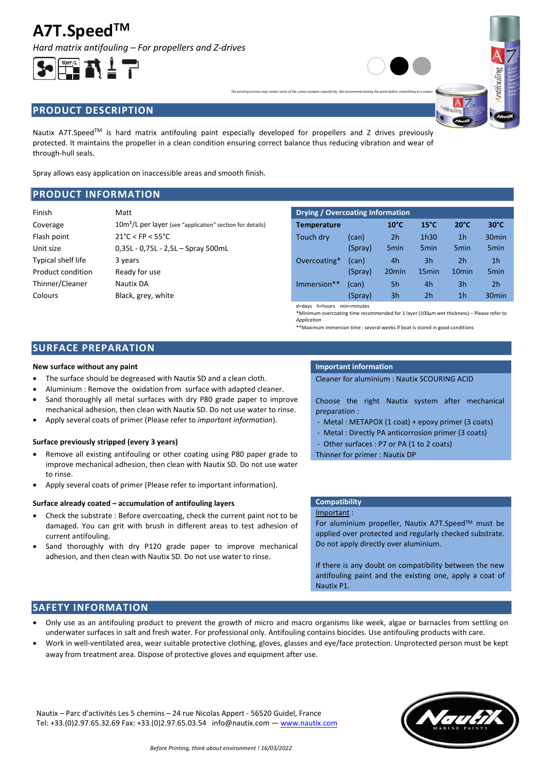# A7T.Speed™

*Hard matrix antifouling – For propellers and Z-drives*

*The printing process may render some of the colour samples imperfectly. We recommend testing the paint before committing to a colour.*

## PRODUCT DESCRIPTION

Nautix A7T.Speed™ is hard matrix antifouling paint especially developed for propellers and Z drives previously protected. It maintains the propeller in a clean condition ensuring correct balance thus reducing vibration and wear of through-hull seals.

Spray allows easy application on inaccessible areas and smooth finish.

## PRODUCT INFORMATION

| | |
|---|---|
| Finish | Matt |
| Coverage | $10m^2/L$ per layer (see "application" section for details) |
| Flash point | 21°C < FP < 55°C |
| Unit size | 0,35L - 0,75L - 2,5L – Spray 500mL |
| Typical shelf life | 3 years |
| Product condition | Ready for use |
| Thinner/Cleaner | Nautix DA |
| Colours | Black, grey, white |

**Drying / Overcoating Information**

| Temperature | | 10°C | 15°C | 20°C | 30°C |
|---|---|---|---|---|---|
| Touch dry | (can) | 2h | 1h30 | 1h | 30min |
| | (Spray) | 5min | 5min | 5min | 5min |
| Overcoating* | (can) | 4h | 3h | 2h | 1h |
| | (Spray) | 20min | 15min | 10min | 5min |
| Immersion** | (can) | 5h | 4h | 3h | 2h |
| | (Spray) | 3h | 2h | 1h | 30min |

d=days h=hours min=minutes

*Minimum overcoating time recommended for 1 layer (100µm wet thickness) – Please refer to *Application*

**Maximum immersion time : several weeks if boat is stored in good conditions

## SURFACE PREPARATION

**New surface without any paint**

- The surface should be degreased with Nautix SD and a clean cloth.
- Aluminium : Remove the oxidation from surface with adapted cleaner.
- Sand thoroughly all metal surfaces with dry P80 grade paper to improve mechanical adhesion, then clean with Nautix SD. Do not use water to rinse.
- Apply several coats of primer (Please refer to *important information*).

**Surface previously stripped (every 3 years)**

- Remove all existing antifouling or other coating using P80 paper grade to improve mechanical adhesion, then clean with Nautix SD. Do not use water to rinse.
- Apply several coats of primer (Please refer to important information).

**Surface already coated – accumulation of antifouling layers**

- Check the substrate : Before overcoating, check the current paint not to be damaged. You can grit with brush in different areas to test adhesion of current antifouling.
- Sand thoroughly with dry P120 grade paper to improve mechanical adhesion, and then clean with Nautix SD. Do not use water to rinse.

**Important information**

Cleaner for aluminium : Nautix SCOURING ACID

Choose the right Nautix system after mechanical preparation :

- Metal : METAPOX (1 coat) + epoxy primer (3 coats)
- Metal : Directly PA anticorrosion primer (3 coats)
- Other surfaces : P7 or PA (1 to 2 coats)

Thinner for primer : Nautix DP

**Compatibility**

Important :

For aluminium propeller, Nautix A7T.Speed™ must be applied over protected and regularly checked substrate. Do not apply directly over aluminium.

If there is any doubt on compatibility between the new antifouling paint and the existing one, apply a coat of Nautix P1.

## SAFETY INFORMATION

- Only use as an antifouling product to prevent the growth of micro and macro organisms like week, algae or barnacles from settling on underwater surfaces in salt and fresh water. For professional only. Antifouling contains biocides. Use antifouling products with care.
- Work in well-ventilated area, wear suitable protective clothing, gloves, glasses and eye/face protection. Unprotected person must be kept away from treatment area. Dispose of protective gloves and equipment after use.

Nautix – Parc d'activités Les 5 chemins – 24 rue Nicolas Appert - 56520 Guidel, France
Tel: +33.(0)2.97.65.32.69 Fax: +33.(0)2.97.65.03.54 info@nautix.com — www.nautix.com

*Before Printing, think about environment ! 16/03/2022*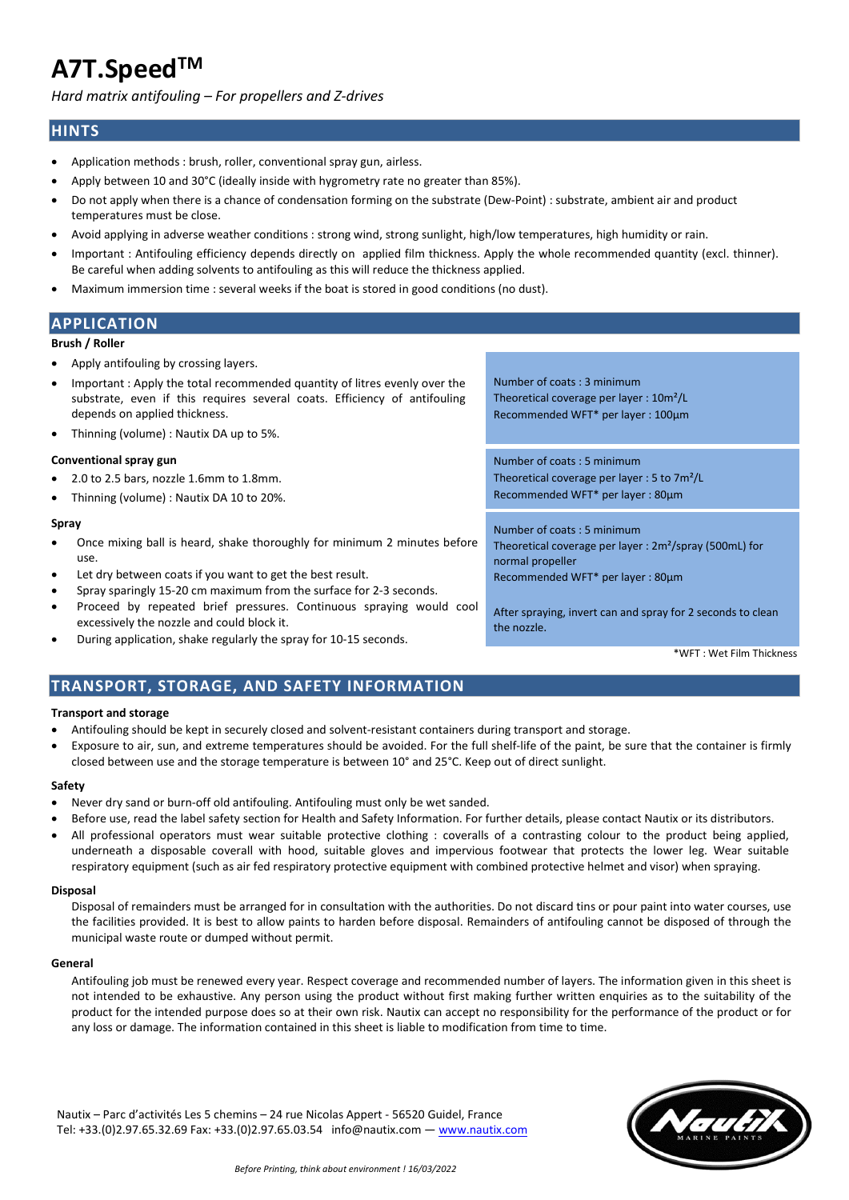# A7T.Speed™

*Hard matrix antifouling – For propellers and Z-drives*

## HINTS

- Application methods : brush, roller, conventional spray gun, airless.
- Apply between 10 and 30°C (ideally inside with hygrometry rate no greater than 85%).
- Do not apply when there is a chance of condensation forming on the substrate (Dew-Point) : substrate, ambient air and product temperatures must be close.
- Avoid applying in adverse weather conditions : strong wind, strong sunlight, high/low temperatures, high humidity or rain.
- Important : Antifouling efficiency depends directly on applied film thickness. Apply the whole recommended quantity (excl. thinner). Be careful when adding solvents to antifouling as this will reduce the thickness applied.
- Maximum immersion time : several weeks if the boat is stored in good conditions (no dust).

## APPLICATION

**Brush / Roller**

- Apply antifouling by crossing layers.
- Important : Apply the total recommended quantity of litres evenly over the substrate, even if this requires several coats. Efficiency of antifouling depends on applied thickness.
- Thinning (volume) : Nautix DA up to 5%.

Number of coats : 3 minimum
Theoretical coverage per layer : 10m²/L
Recommended WFT* per layer : 100µm

**Conventional spray gun**

- 2.0 to 2.5 bars, nozzle 1.6mm to 1.8mm.
- Thinning (volume) : Nautix DA 10 to 20%.

Number of coats : 5 minimum
Theoretical coverage per layer : 5 to 7m²/L
Recommended WFT* per layer : 80µm

**Spray**

- Once mixing ball is heard, shake thoroughly for minimum 2 minutes before use.
- Let dry between coats if you want to get the best result.
- Spray sparingly 15-20 cm maximum from the surface for 2-3 seconds.
- Proceed by repeated brief pressures. Continuous spraying would cool excessively the nozzle and could block it.
- During application, shake regularly the spray for 10-15 seconds.

Number of coats : 5 minimum
Theoretical coverage per layer : 2m²/spray (500mL) for normal propeller
Recommended WFT* per layer : 80µm

After spraying, invert can and spray for 2 seconds to clean the nozzle.

*WFT : Wet Film Thickness

## TRANSPORT, STORAGE, AND SAFETY INFORMATION

**Transport and storage**

- Antifouling should be kept in securely closed and solvent-resistant containers during transport and storage.
- Exposure to air, sun, and extreme temperatures should be avoided. For the full shelf-life of the paint, be sure that the container is firmly closed between use and the storage temperature is between 10° and 25°C. Keep out of direct sunlight.

**Safety**

- Never dry sand or burn-off old antifouling. Antifouling must only be wet sanded.
- Before use, read the label safety section for Health and Safety Information. For further details, please contact Nautix or its distributors.
- All professional operators must wear suitable protective clothing : coveralls of a contrasting colour to the product being applied, underneath a disposable coverall with hood, suitable gloves and impervious footwear that protects the lower leg. Wear suitable respiratory equipment (such as air fed respiratory protective equipment with combined protective helmet and visor) when spraying.

**Disposal**

Disposal of remainders must be arranged for in consultation with the authorities. Do not discard tins or pour paint into water courses, use the facilities provided. It is best to allow paints to harden before disposal. Remainders of antifouling cannot be disposed of through the municipal waste route or dumped without permit.

**General**

Antifouling job must be renewed every year. Respect coverage and recommended number of layers. The information given in this sheet is not intended to be exhaustive. Any person using the product without first making further written enquiries as to the suitability of the product for the intended purpose does so at their own risk. Nautix can accept no responsibility for the performance of the product or for any loss or damage. The information contained in this sheet is liable to modification from time to time.

Nautix – Parc d'activités Les 5 chemins – 24 rue Nicolas Appert - 56520 Guidel, France
Tel: +33.(0)2.97.65.32.69 Fax: +33.(0)2.97.65.03.54 info@nautix.com — www.nautix.com

*Before Printing, think about environment ! 16/03/2022*